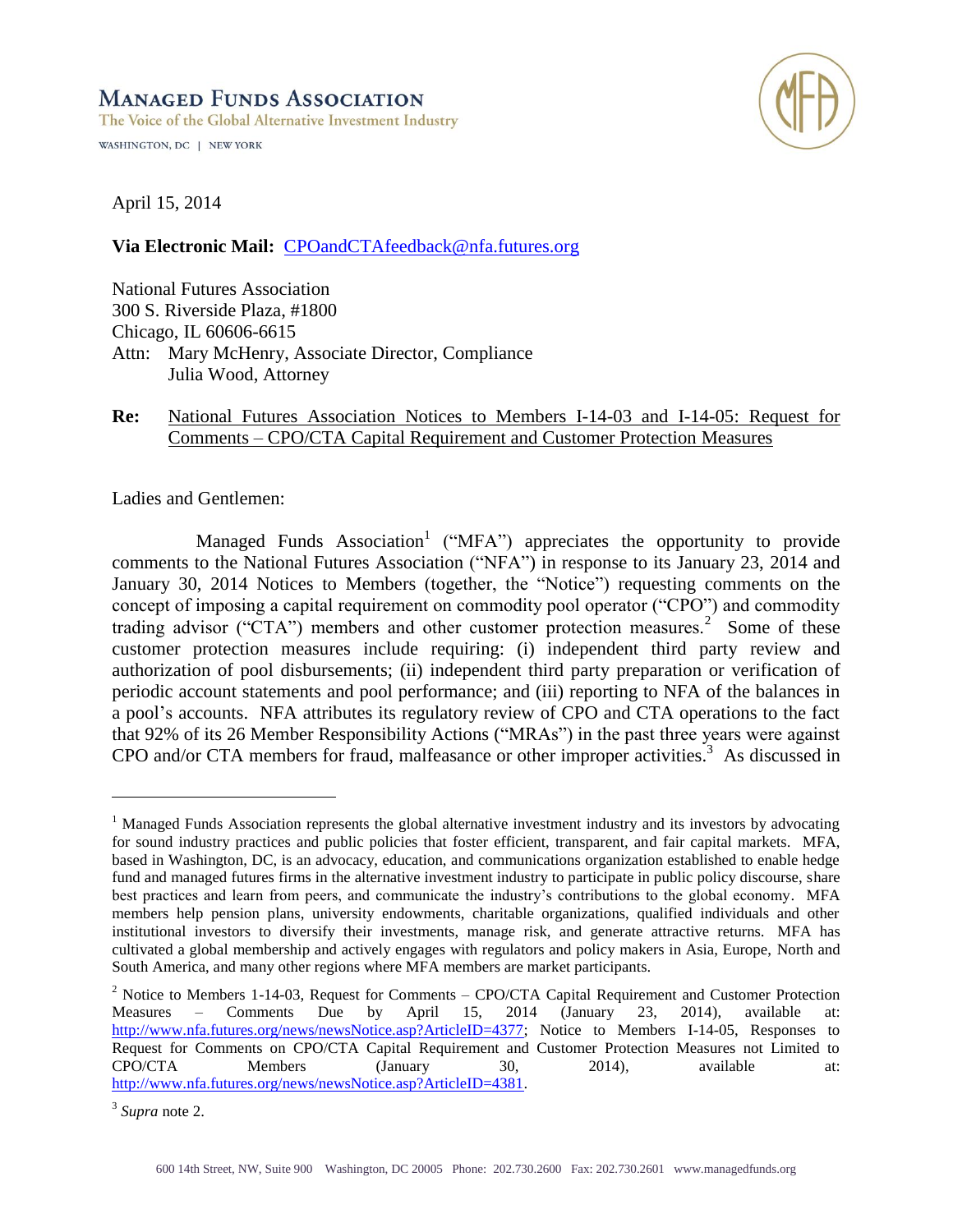**Managed Funds Association**
The Voice of the Global Alternative Investment Industry
WASHINGTON, DC | NEW YORK

April 15, 2014

**Via Electronic Mail:** CPOandCTAfeedback@nfa.futures.org

National Futures Association
300 S. Riverside Plaza, #1800
Chicago, IL 60606-6615
Attn: Mary McHenry, Associate Director, Compliance
Julia Wood, Attorney

**Re:** National Futures Association Notices to Members I-14-03 and I-14-05: Request for Comments – CPO/CTA Capital Requirement and Customer Protection Measures

Ladies and Gentlemen:

Managed Funds Association[1] ("MFA") appreciates the opportunity to provide comments to the National Futures Association ("NFA") in response to its January 23, 2014 and January 30, 2014 Notices to Members (together, the "Notice") requesting comments on the concept of imposing a capital requirement on commodity pool operator ("CPO") and commodity trading advisor ("CTA") members and other customer protection measures.[2] Some of these customer protection measures include requiring: (i) independent third party review and authorization of pool disbursements; (ii) independent third party preparation or verification of periodic account statements and pool performance; and (iii) reporting to NFA of the balances in a pool's accounts. NFA attributes its regulatory review of CPO and CTA operations to the fact that 92% of its 26 Member Responsibility Actions ("MRAs") in the past three years were against CPO and/or CTA members for fraud, malfeasance or other improper activities.[3] As discussed in

---

[1] Managed Funds Association represents the global alternative investment industry and its investors by advocating for sound industry practices and public policies that foster efficient, transparent, and fair capital markets. MFA, based in Washington, DC, is an advocacy, education, and communications organization established to enable hedge fund and managed futures firms in the alternative investment industry to participate in public policy discourse, share best practices and learn from peers, and communicate the industry's contributions to the global economy. MFA members help pension plans, university endowments, charitable organizations, qualified individuals and other institutional investors to diversify their investments, manage risk, and generate attractive returns. MFA has cultivated a global membership and actively engages with regulators and policy makers in Asia, Europe, North and South America, and many other regions where MFA members are market participants.

[2] Notice to Members 1-14-03, Request for Comments – CPO/CTA Capital Requirement and Customer Protection Measures – Comments Due by April 15, 2014 (January 23, 2014), available at: http://www.nfa.futures.org/news/newsNotice.asp?ArticleID=4377; Notice to Members I-14-05, Responses to Request for Comments on CPO/CTA Capital Requirement and Customer Protection Measures not Limited to CPO/CTA Members (January 30, 2014), available at: http://www.nfa.futures.org/news/newsNotice.asp?ArticleID=4381.

[3] *Supra* note 2.

600 14th Street, NW, Suite 900 Washington, DC 20005 Phone: 202.730.2600 Fax: 202.730.2601 www.managedfunds.org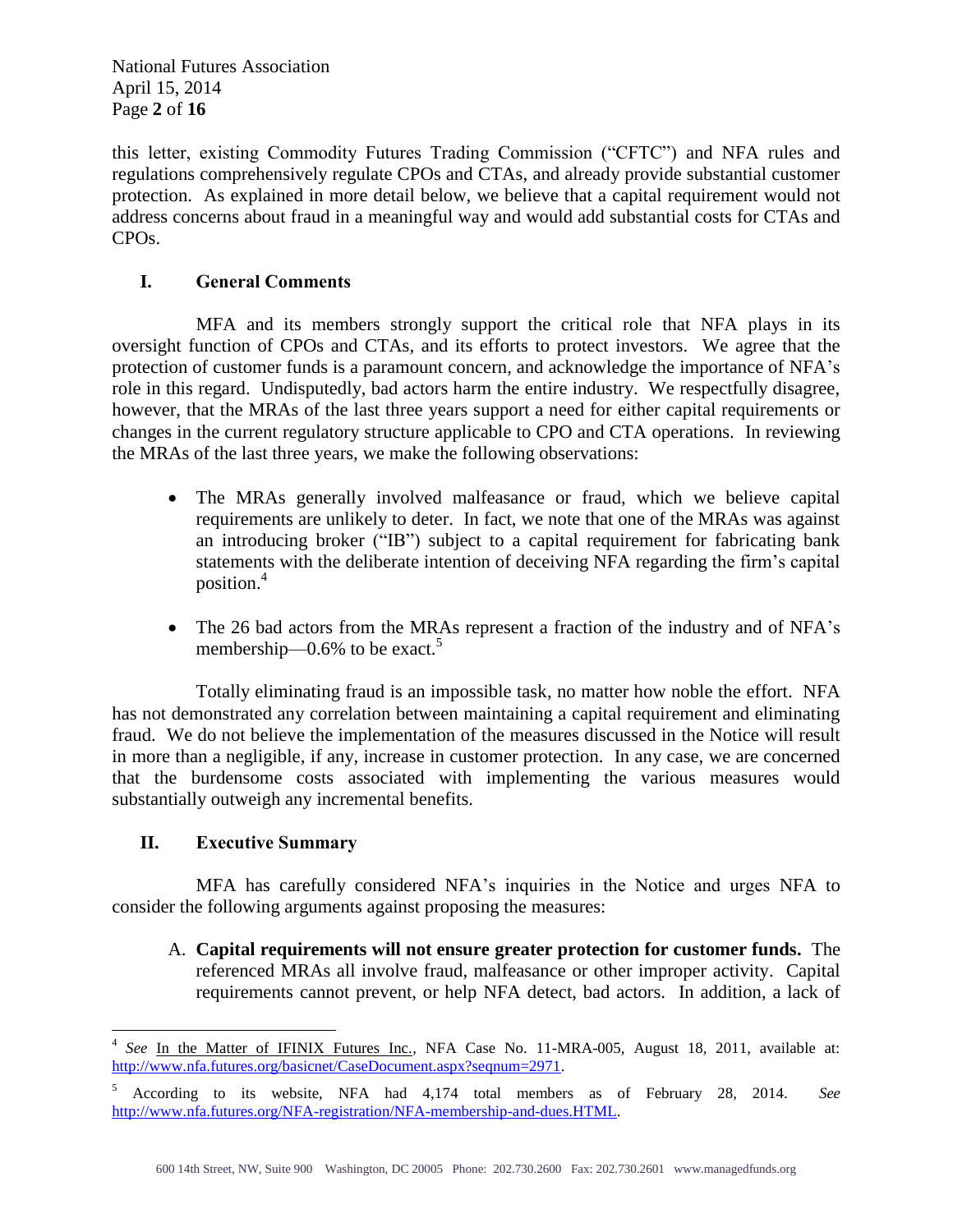this letter, existing Commodity Futures Trading Commission ("CFTC") and NFA rules and regulations comprehensively regulate CPOs and CTAs, and already provide substantial customer protection. As explained in more detail below, we believe that a capital requirement would not address concerns about fraud in a meaningful way and would add substantial costs for CTAs and CPOs.

## I. General Comments

MFA and its members strongly support the critical role that NFA plays in its oversight function of CPOs and CTAs, and its efforts to protect investors. We agree that the protection of customer funds is a paramount concern, and acknowledge the importance of NFA's role in this regard. Undisputedly, bad actors harm the entire industry. We respectfully disagree, however, that the MRAs of the last three years support a need for either capital requirements or changes in the current regulatory structure applicable to CPO and CTA operations. In reviewing the MRAs of the last three years, we make the following observations:

- The MRAs generally involved malfeasance or fraud, which we believe capital requirements are unlikely to deter. In fact, we note that one of the MRAs was against an introducing broker ("IB") subject to a capital requirement for fabricating bank statements with the deliberate intention of deceiving NFA regarding the firm's capital position.[4]

- The 26 bad actors from the MRAs represent a fraction of the industry and of NFA's membership—0.6% to be exact.[5]

Totally eliminating fraud is an impossible task, no matter how noble the effort. NFA has not demonstrated any correlation between maintaining a capital requirement and eliminating fraud. We do not believe the implementation of the measures discussed in the Notice will result in more than a negligible, if any, increase in customer protection. In any case, we are concerned that the burdensome costs associated with implementing the various measures would substantially outweigh any incremental benefits.

## II. Executive Summary

MFA has carefully considered NFA's inquiries in the Notice and urges NFA to consider the following arguments against proposing the measures:

A. **Capital requirements will not ensure greater protection for customer funds.** The referenced MRAs all involve fraud, malfeasance or other improper activity. Capital requirements cannot prevent, or help NFA detect, bad actors. In addition, a lack of

---

[4] *See* In the Matter of IFINIX Futures Inc., NFA Case No. 11-MRA-005, August 18, 2011, available at: http://www.nfa.futures.org/basicnet/CaseDocument.aspx?seqnum=2971.

[5] According to its website, NFA had 4,174 total members as of February 28, 2014. *See* http://www.nfa.futures.org/NFA-registration/NFA-membership-and-dues.HTML.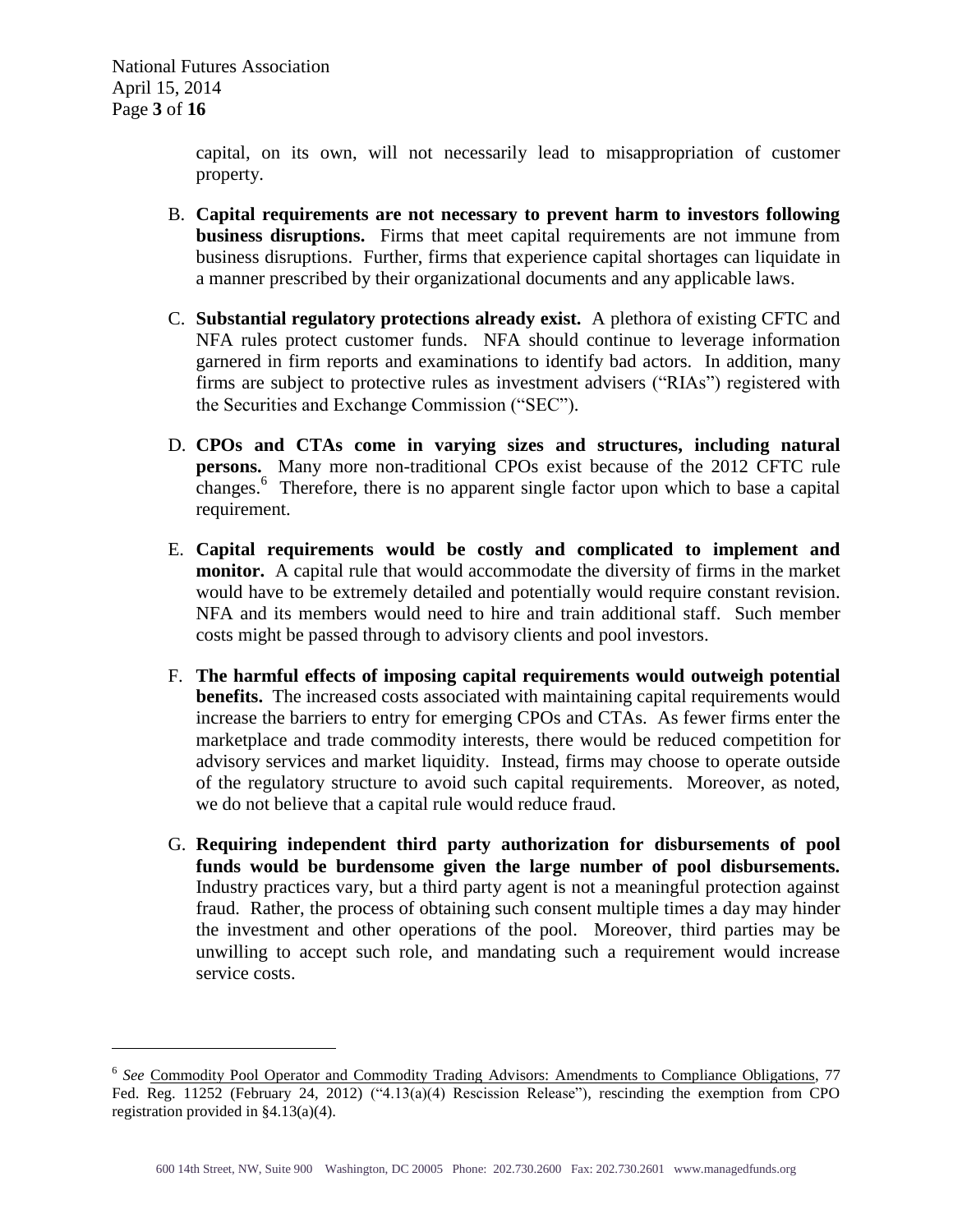capital, on its own, will not necessarily lead to misappropriation of customer property.

B. **Capital requirements are not necessary to prevent harm to investors following business disruptions.** Firms that meet capital requirements are not immune from business disruptions. Further, firms that experience capital shortages can liquidate in a manner prescribed by their organizational documents and any applicable laws.

C. **Substantial regulatory protections already exist.** A plethora of existing CFTC and NFA rules protect customer funds. NFA should continue to leverage information garnered in firm reports and examinations to identify bad actors. In addition, many firms are subject to protective rules as investment advisers ("RIAs") registered with the Securities and Exchange Commission ("SEC").

D. **CPOs and CTAs come in varying sizes and structures, including natural persons.** Many more non-traditional CPOs exist because of the 2012 CFTC rule changes.[6] Therefore, there is no apparent single factor upon which to base a capital requirement.

E. **Capital requirements would be costly and complicated to implement and monitor.** A capital rule that would accommodate the diversity of firms in the market would have to be extremely detailed and potentially would require constant revision. NFA and its members would need to hire and train additional staff. Such member costs might be passed through to advisory clients and pool investors.

F. **The harmful effects of imposing capital requirements would outweigh potential benefits.** The increased costs associated with maintaining capital requirements would increase the barriers to entry for emerging CPOs and CTAs. As fewer firms enter the marketplace and trade commodity interests, there would be reduced competition for advisory services and market liquidity. Instead, firms may choose to operate outside of the regulatory structure to avoid such capital requirements. Moreover, as noted, we do not believe that a capital rule would reduce fraud.

G. **Requiring independent third party authorization for disbursements of pool funds would be burdensome given the large number of pool disbursements.** Industry practices vary, but a third party agent is not a meaningful protection against fraud. Rather, the process of obtaining such consent multiple times a day may hinder the investment and other operations of the pool. Moreover, third parties may be unwilling to accept such role, and mandating such a requirement would increase service costs.

---

[6] *See* Commodity Pool Operator and Commodity Trading Advisors: Amendments to Compliance Obligations, 77 Fed. Reg. 11252 (February 24, 2012) ("4.13(a)(4) Rescission Release"), rescinding the exemption from CPO registration provided in §4.13(a)(4).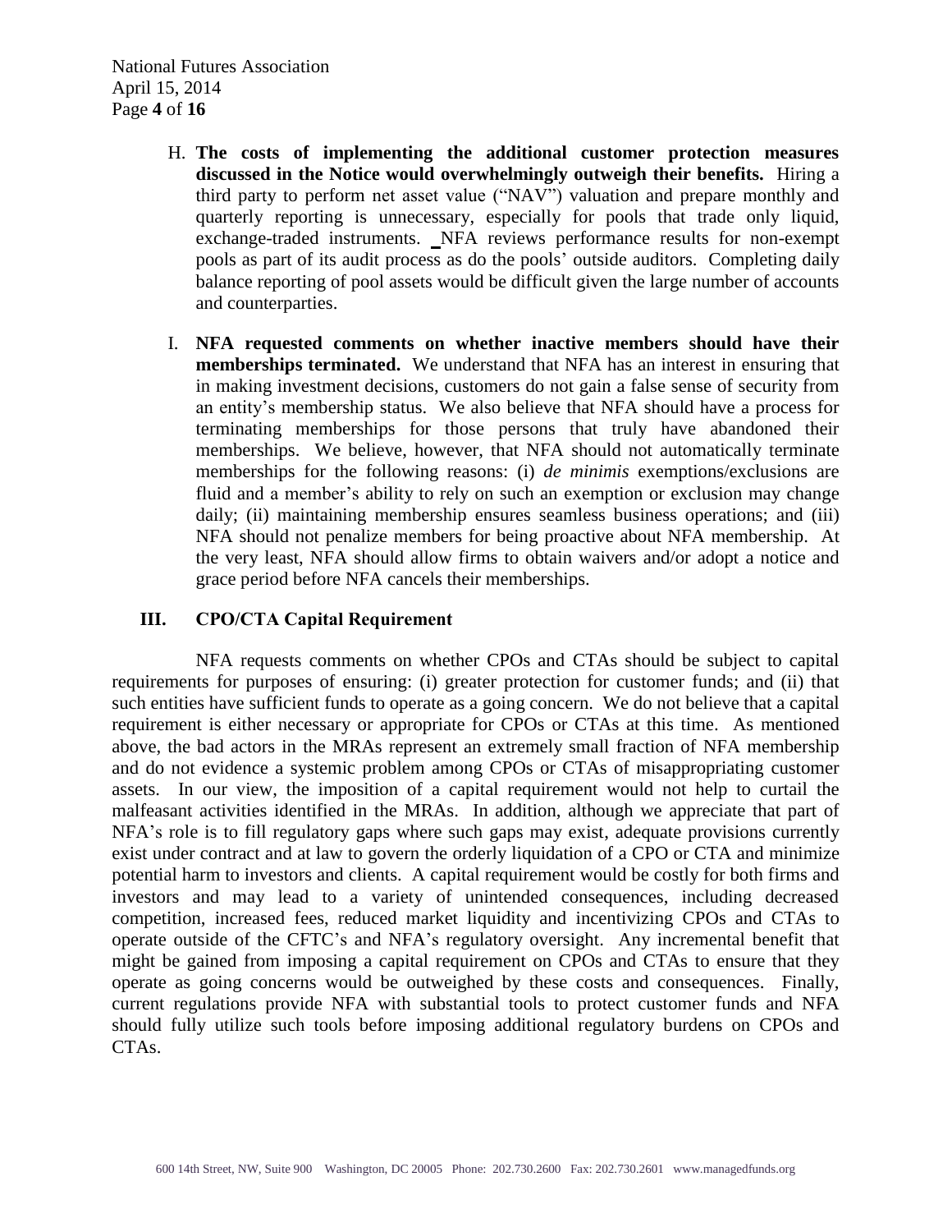H. **The costs of implementing the additional customer protection measures discussed in the Notice would overwhelmingly outweigh their benefits.** Hiring a third party to perform net asset value ("NAV") valuation and prepare monthly and quarterly reporting is unnecessary, especially for pools that trade only liquid, exchange-traded instruments. NFA reviews performance results for non-exempt pools as part of its audit process as do the pools' outside auditors. Completing daily balance reporting of pool assets would be difficult given the large number of accounts and counterparties.

I. **NFA requested comments on whether inactive members should have their memberships terminated.** We understand that NFA has an interest in ensuring that in making investment decisions, customers do not gain a false sense of security from an entity's membership status. We also believe that NFA should have a process for terminating memberships for those persons that truly have abandoned their memberships. We believe, however, that NFA should not automatically terminate memberships for the following reasons: (i) *de minimis* exemptions/exclusions are fluid and a member's ability to rely on such an exemption or exclusion may change daily; (ii) maintaining membership ensures seamless business operations; and (iii) NFA should not penalize members for being proactive about NFA membership. At the very least, NFA should allow firms to obtain waivers and/or adopt a notice and grace period before NFA cancels their memberships.

## III. CPO/CTA Capital Requirement

NFA requests comments on whether CPOs and CTAs should be subject to capital requirements for purposes of ensuring: (i) greater protection for customer funds; and (ii) that such entities have sufficient funds to operate as a going concern. We do not believe that a capital requirement is either necessary or appropriate for CPOs or CTAs at this time. As mentioned above, the bad actors in the MRAs represent an extremely small fraction of NFA membership and do not evidence a systemic problem among CPOs or CTAs of misappropriating customer assets. In our view, the imposition of a capital requirement would not help to curtail the malfeasant activities identified in the MRAs. In addition, although we appreciate that part of NFA's role is to fill regulatory gaps where such gaps may exist, adequate provisions currently exist under contract and at law to govern the orderly liquidation of a CPO or CTA and minimize potential harm to investors and clients. A capital requirement would be costly for both firms and investors and may lead to a variety of unintended consequences, including decreased competition, increased fees, reduced market liquidity and incentivizing CPOs and CTAs to operate outside of the CFTC's and NFA's regulatory oversight. Any incremental benefit that might be gained from imposing a capital requirement on CPOs and CTAs to ensure that they operate as going concerns would be outweighed by these costs and consequences. Finally, current regulations provide NFA with substantial tools to protect customer funds and NFA should fully utilize such tools before imposing additional regulatory burdens on CPOs and CTAs.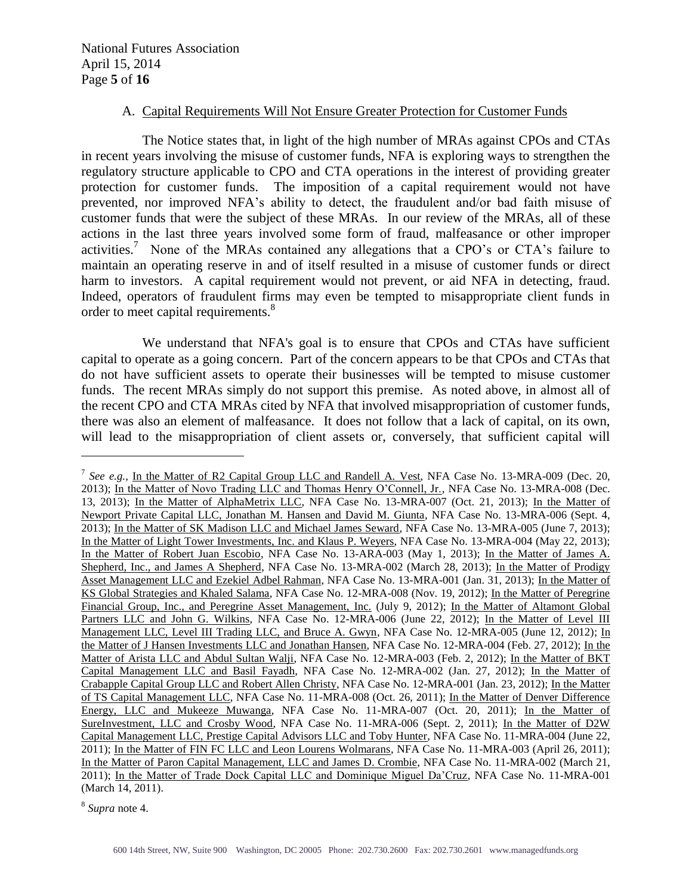A. Capital Requirements Will Not Ensure Greater Protection for Customer Funds

The Notice states that, in light of the high number of MRAs against CPOs and CTAs in recent years involving the misuse of customer funds, NFA is exploring ways to strengthen the regulatory structure applicable to CPO and CTA operations in the interest of providing greater protection for customer funds. The imposition of a capital requirement would not have prevented, nor improved NFA's ability to detect, the fraudulent and/or bad faith misuse of customer funds that were the subject of these MRAs. In our review of the MRAs, all of these actions in the last three years involved some form of fraud, malfeasance or other improper activities.[7] None of the MRAs contained any allegations that a CPO's or CTA's failure to maintain an operating reserve in and of itself resulted in a misuse of customer funds or direct harm to investors. A capital requirement would not prevent, or aid NFA in detecting, fraud. Indeed, operators of fraudulent firms may even be tempted to misappropriate client funds in order to meet capital requirements.[8]

We understand that NFA's goal is to ensure that CPOs and CTAs have sufficient capital to operate as a going concern. Part of the concern appears to be that CPOs and CTAs that do not have sufficient assets to operate their businesses will be tempted to misuse customer funds. The recent MRAs simply do not support this premise. As noted above, in almost all of the recent CPO and CTA MRAs cited by NFA that involved misappropriation of customer funds, there was also an element of malfeasance. It does not follow that a lack of capital, on its own, will lead to the misappropriation of client assets or, conversely, that sufficient capital will

---

[7] *See e.g.*, In the Matter of R2 Capital Group LLC and Randell A. Vest, NFA Case No. 13-MRA-009 (Dec. 20, 2013); In the Matter of Novo Trading LLC and Thomas Henry O'Connell, Jr., NFA Case No. 13-MRA-008 (Dec. 13, 2013); In the Matter of AlphaMetrix LLC, NFA Case No. 13-MRA-007 (Oct. 21, 2013); In the Matter of Newport Private Capital LLC, Jonathan M. Hansen and David M. Giunta, NFA Case No. 13-MRA-006 (Sept. 4, 2013); In the Matter of SK Madison LLC and Michael James Seward, NFA Case No. 13-MRA-005 (June 7, 2013); In the Matter of Light Tower Investments, Inc. and Klaus P. Weyers, NFA Case No. 13-MRA-004 (May 22, 2013); In the Matter of Robert Juan Escobio, NFA Case No. 13-ARA-003 (May 1, 2013); In the Matter of James A. Shepherd, Inc., and James A Shepherd, NFA Case No. 13-MRA-002 (March 28, 2013); In the Matter of Prodigy Asset Management LLC and Ezekiel Adbel Rahman, NFA Case No. 13-MRA-001 (Jan. 31, 2013); In the Matter of KS Global Strategies and Khaled Salama, NFA Case No. 12-MRA-008 (Nov. 19, 2012); In the Matter of Peregrine Financial Group, Inc., and Peregrine Asset Management, Inc. (July 9, 2012); In the Matter of Altamont Global Partners LLC and John G. Wilkins, NFA Case No. 12-MRA-006 (June 22, 2012); In the Matter of Level III Management LLC, Level III Trading LLC, and Bruce A. Gwyn, NFA Case No. 12-MRA-005 (June 12, 2012); In the Matter of J Hansen Investments LLC and Jonathan Hansen, NFA Case No. 12-MRA-004 (Feb. 27, 2012); In the Matter of Arista LLC and Abdul Sultan Walji, NFA Case No. 12-MRA-003 (Feb. 2, 2012); In the Matter of BKT Capital Management LLC and Basil Fayadh, NFA Case No. 12-MRA-002 (Jan. 27, 2012); In the Matter of Crabapple Capital Group LLC and Robert Allen Christy, NFA Case No. 12-MRA-001 (Jan. 23, 2012); In the Matter of TS Capital Management LLC, NFA Case No. 11-MRA-008 (Oct. 26, 2011); In the Matter of Denver Difference Energy, LLC and Mukeeze Muwanga, NFA Case No. 11-MRA-007 (Oct. 20, 2011); In the Matter of SureInvestment, LLC and Crosby Wood, NFA Case No. 11-MRA-006 (Sept. 2, 2011); In the Matter of D2W Capital Management LLC, Prestige Capital Advisors LLC and Toby Hunter, NFA Case No. 11-MRA-004 (June 22, 2011); In the Matter of FIN FC LLC and Leon Lourens Wolmarans, NFA Case No. 11-MRA-003 (April 26, 2011); In the Matter of Paron Capital Management, LLC and James D. Crombie, NFA Case No. 11-MRA-002 (March 21, 2011); In the Matter of Trade Dock Capital LLC and Dominique Miguel Da'Cruz, NFA Case No. 11-MRA-001 (March 14, 2011).

[8] *Supra* note 4.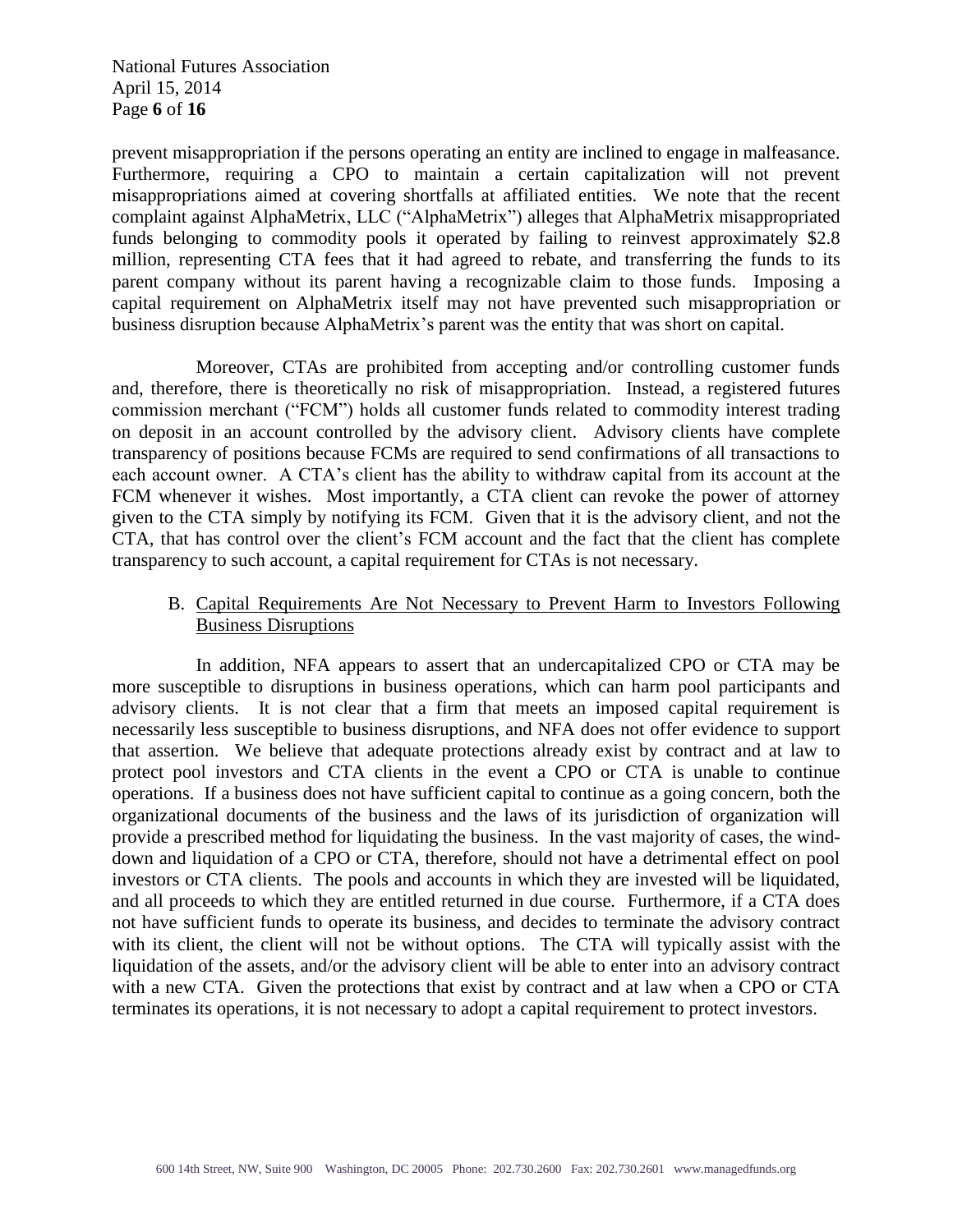prevent misappropriation if the persons operating an entity are inclined to engage in malfeasance. Furthermore, requiring a CPO to maintain a certain capitalization will not prevent misappropriations aimed at covering shortfalls at affiliated entities. We note that the recent complaint against AlphaMetrix, LLC ("AlphaMetrix") alleges that AlphaMetrix misappropriated funds belonging to commodity pools it operated by failing to reinvest approximately $2.8 million, representing CTA fees that it had agreed to rebate, and transferring the funds to its parent company without its parent having a recognizable claim to those funds. Imposing a capital requirement on AlphaMetrix itself may not have prevented such misappropriation or business disruption because AlphaMetrix's parent was the entity that was short on capital.

Moreover, CTAs are prohibited from accepting and/or controlling customer funds and, therefore, there is theoretically no risk of misappropriation. Instead, a registered futures commission merchant ("FCM") holds all customer funds related to commodity interest trading on deposit in an account controlled by the advisory client. Advisory clients have complete transparency of positions because FCMs are required to send confirmations of all transactions to each account owner. A CTA's client has the ability to withdraw capital from its account at the FCM whenever it wishes. Most importantly, a CTA client can revoke the power of attorney given to the CTA simply by notifying its FCM. Given that it is the advisory client, and not the CTA, that has control over the client's FCM account and the fact that the client has complete transparency to such account, a capital requirement for CTAs is not necessary.

### B. Capital Requirements Are Not Necessary to Prevent Harm to Investors Following Business Disruptions

In addition, NFA appears to assert that an undercapitalized CPO or CTA may be more susceptible to disruptions in business operations, which can harm pool participants and advisory clients. It is not clear that a firm that meets an imposed capital requirement is necessarily less susceptible to business disruptions, and NFA does not offer evidence to support that assertion. We believe that adequate protections already exist by contract and at law to protect pool investors and CTA clients in the event a CPO or CTA is unable to continue operations. If a business does not have sufficient capital to continue as a going concern, both the organizational documents of the business and the laws of its jurisdiction of organization will provide a prescribed method for liquidating the business. In the vast majority of cases, the wind-down and liquidation of a CPO or CTA, therefore, should not have a detrimental effect on pool investors or CTA clients. The pools and accounts in which they are invested will be liquidated, and all proceeds to which they are entitled returned in due course. Furthermore, if a CTA does not have sufficient funds to operate its business, and decides to terminate the advisory contract with its client, the client will not be without options. The CTA will typically assist with the liquidation of the assets, and/or the advisory client will be able to enter into an advisory contract with a new CTA. Given the protections that exist by contract and at law when a CPO or CTA terminates its operations, it is not necessary to adopt a capital requirement to protect investors.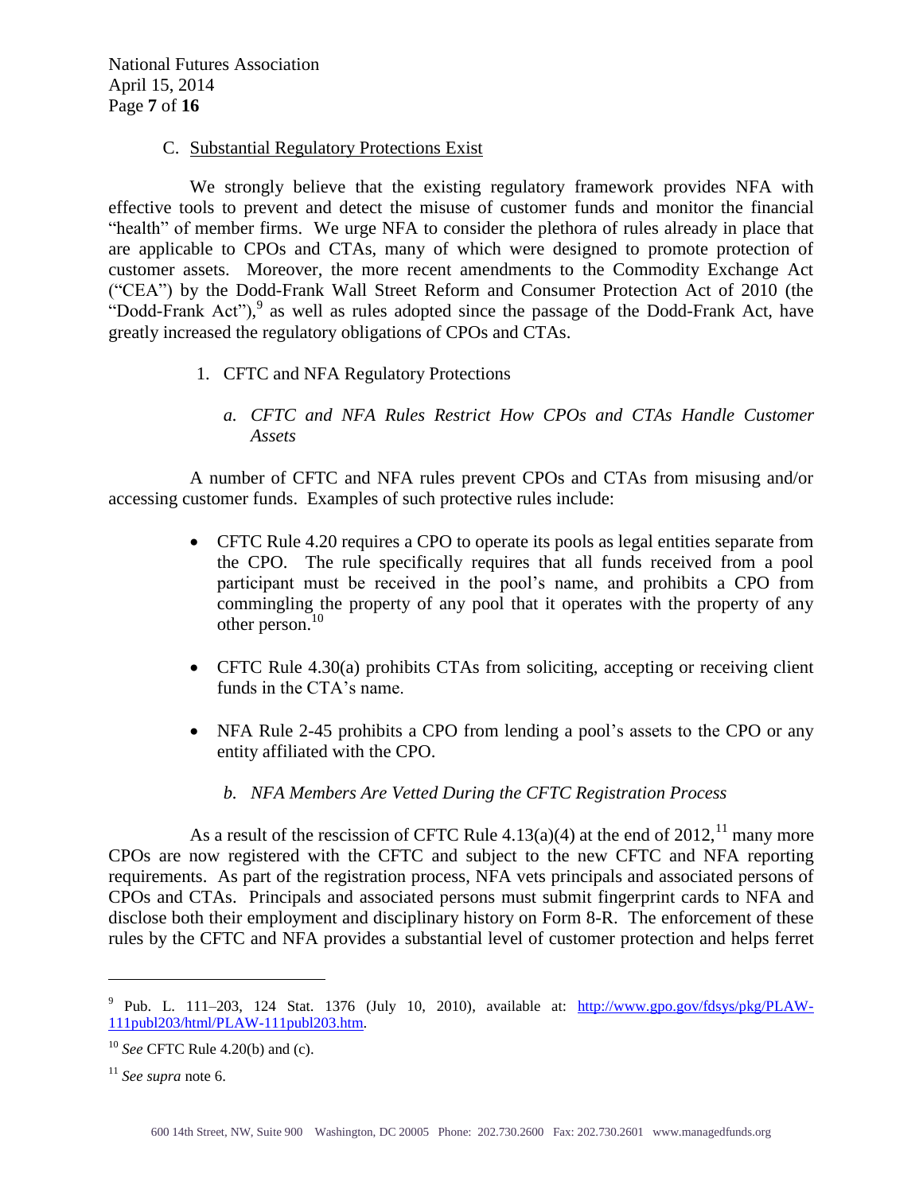### C. Substantial Regulatory Protections Exist

We strongly believe that the existing regulatory framework provides NFA with effective tools to prevent and detect the misuse of customer funds and monitor the financial "health" of member firms. We urge NFA to consider the plethora of rules already in place that are applicable to CPOs and CTAs, many of which were designed to promote protection of customer assets. Moreover, the more recent amendments to the Commodity Exchange Act ("CEA") by the Dodd-Frank Wall Street Reform and Consumer Protection Act of 2010 (the "Dodd-Frank Act"),[9] as well as rules adopted since the passage of the Dodd-Frank Act, have greatly increased the regulatory obligations of CPOs and CTAs.

#### 1. CFTC and NFA Regulatory Protections

##### *a. CFTC and NFA Rules Restrict How CPOs and CTAs Handle Customer Assets*

A number of CFTC and NFA rules prevent CPOs and CTAs from misusing and/or accessing customer funds. Examples of such protective rules include:

- CFTC Rule 4.20 requires a CPO to operate its pools as legal entities separate from the CPO. The rule specifically requires that all funds received from a pool participant must be received in the pool's name, and prohibits a CPO from commingling the property of any pool that it operates with the property of any other person.[10]
- CFTC Rule 4.30(a) prohibits CTAs from soliciting, accepting or receiving client funds in the CTA's name.
- NFA Rule 2-45 prohibits a CPO from lending a pool's assets to the CPO or any entity affiliated with the CPO.

##### *b. NFA Members Are Vetted During the CFTC Registration Process*

As a result of the rescission of CFTC Rule 4.13(a)(4) at the end of 2012,[11] many more CPOs are now registered with the CFTC and subject to the new CFTC and NFA reporting requirements. As part of the registration process, NFA vets principals and associated persons of CPOs and CTAs. Principals and associated persons must submit fingerprint cards to NFA and disclose both their employment and disciplinary history on Form 8-R. The enforcement of these rules by the CFTC and NFA provides a substantial level of customer protection and helps ferret

---

[9] Pub. L. 111–203, 124 Stat. 1376 (July 10, 2010), available at: http://www.gpo.gov/fdsys/pkg/PLAW-111publ203/html/PLAW-111publ203.htm.

[10] *See* CFTC Rule 4.20(b) and (c).

[11] *See supra* note 6.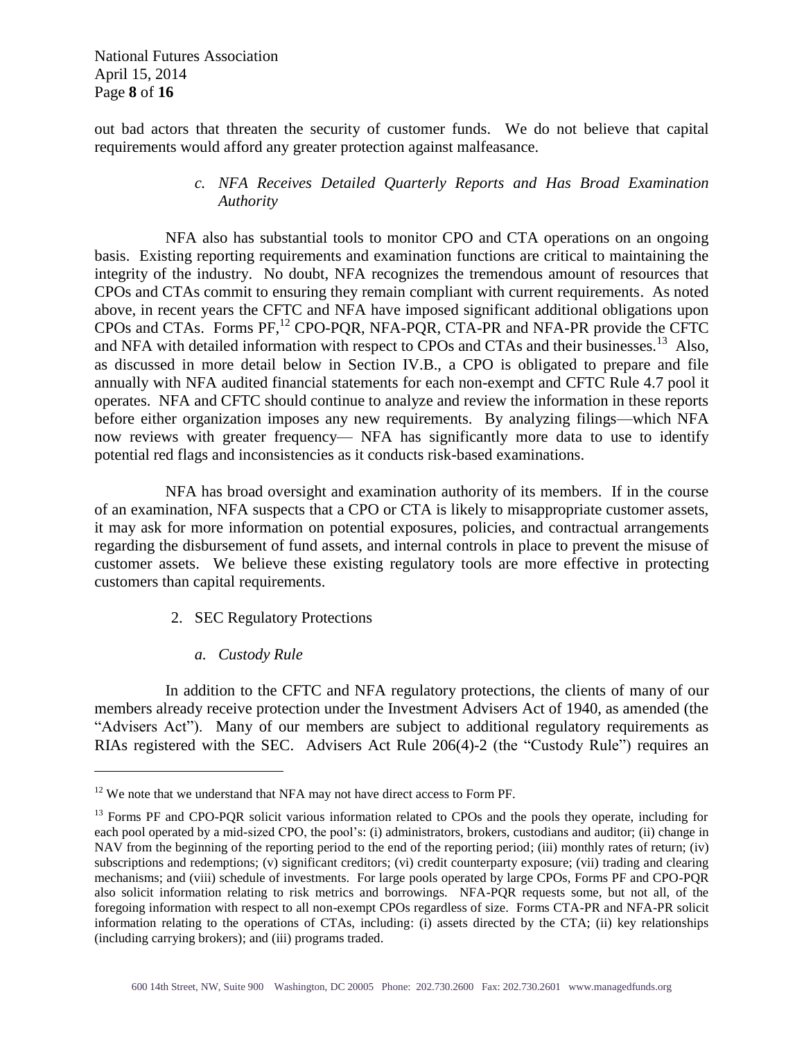out bad actors that threaten the security of customer funds. We do not believe that capital requirements would afford any greater protection against malfeasance.

*c. NFA Receives Detailed Quarterly Reports and Has Broad Examination Authority*

NFA also has substantial tools to monitor CPO and CTA operations on an ongoing basis. Existing reporting requirements and examination functions are critical to maintaining the integrity of the industry. No doubt, NFA recognizes the tremendous amount of resources that CPOs and CTAs commit to ensuring they remain compliant with current requirements. As noted above, in recent years the CFTC and NFA have imposed significant additional obligations upon CPOs and CTAs. Forms PF,[12] CPO-PQR, NFA-PQR, CTA-PR and NFA-PR provide the CFTC and NFA with detailed information with respect to CPOs and CTAs and their businesses.[13] Also, as discussed in more detail below in Section IV.B., a CPO is obligated to prepare and file annually with NFA audited financial statements for each non-exempt and CFTC Rule 4.7 pool it operates. NFA and CFTC should continue to analyze and review the information in these reports before either organization imposes any new requirements. By analyzing filings—which NFA now reviews with greater frequency— NFA has significantly more data to use to identify potential red flags and inconsistencies as it conducts risk-based examinations.

NFA has broad oversight and examination authority of its members. If in the course of an examination, NFA suspects that a CPO or CTA is likely to misappropriate customer assets, it may ask for more information on potential exposures, policies, and contractual arrangements regarding the disbursement of fund assets, and internal controls in place to prevent the misuse of customer assets. We believe these existing regulatory tools are more effective in protecting customers than capital requirements.

2. SEC Regulatory Protections

*a. Custody Rule*

In addition to the CFTC and NFA regulatory protections, the clients of many of our members already receive protection under the Investment Advisers Act of 1940, as amended (the "Advisers Act"). Many of our members are subject to additional regulatory requirements as RIAs registered with the SEC. Advisers Act Rule 206(4)-2 (the "Custody Rule") requires an

---

[12] We note that we understand that NFA may not have direct access to Form PF.

[13] Forms PF and CPO-PQR solicit various information related to CPOs and the pools they operate, including for each pool operated by a mid-sized CPO, the pool's: (i) administrators, brokers, custodians and auditor; (ii) change in NAV from the beginning of the reporting period to the end of the reporting period; (iii) monthly rates of return; (iv) subscriptions and redemptions; (v) significant creditors; (vi) credit counterparty exposure; (vii) trading and clearing mechanisms; and (viii) schedule of investments. For large pools operated by large CPOs, Forms PF and CPO-PQR also solicit information relating to risk metrics and borrowings. NFA-PQR requests some, but not all, of the foregoing information with respect to all non-exempt CPOs regardless of size. Forms CTA-PR and NFA-PR solicit information relating to the operations of CTAs, including: (i) assets directed by the CTA; (ii) key relationships (including carrying brokers); and (iii) programs traded.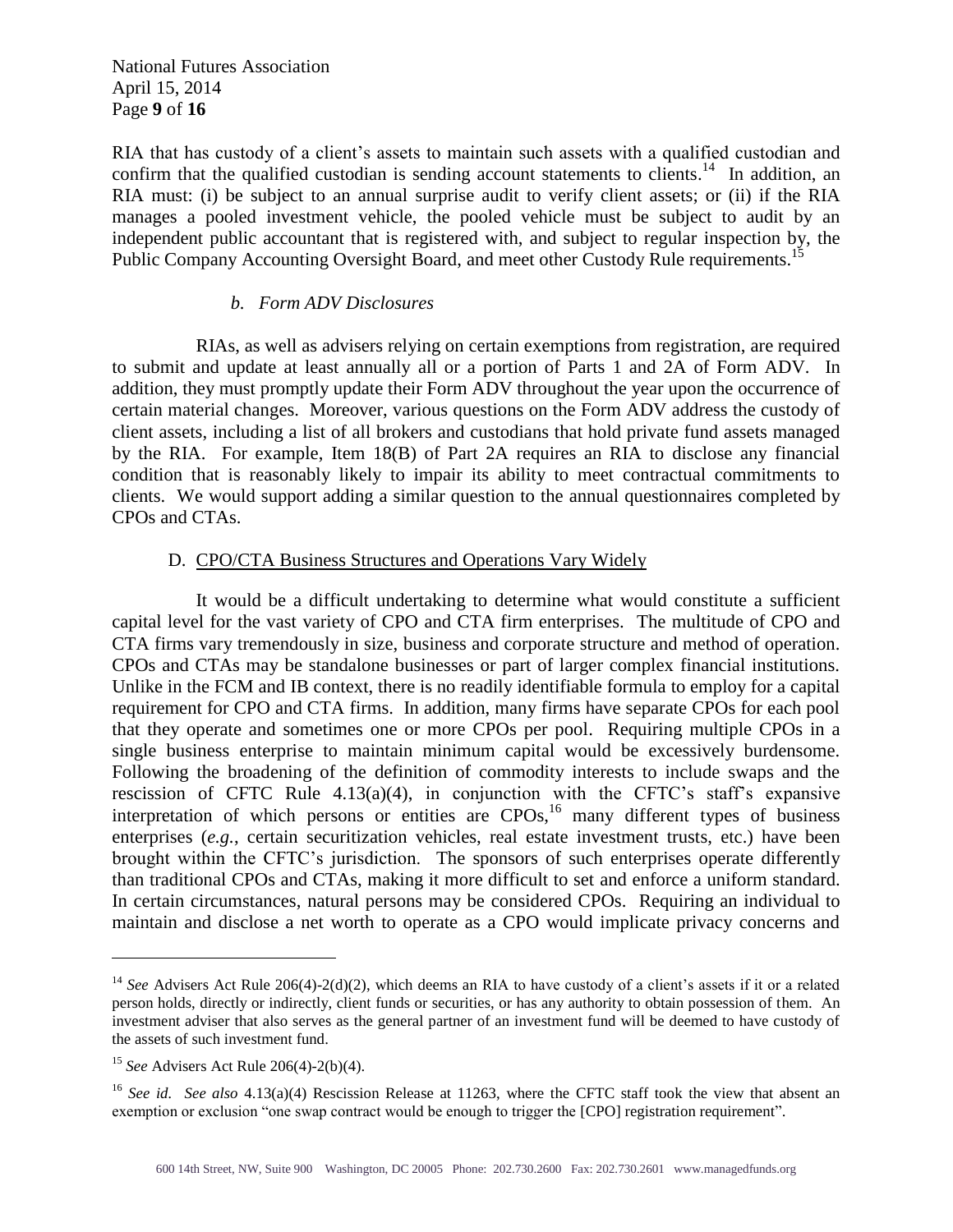RIA that has custody of a client's assets to maintain such assets with a qualified custodian and confirm that the qualified custodian is sending account statements to clients.[14] In addition, an RIA must: (i) be subject to an annual surprise audit to verify client assets; or (ii) if the RIA manages a pooled investment vehicle, the pooled vehicle must be subject to audit by an independent public accountant that is registered with, and subject to regular inspection by, the Public Company Accounting Oversight Board, and meet other Custody Rule requirements.[15]

#### *b. Form ADV Disclosures*

RIAs, as well as advisers relying on certain exemptions from registration, are required to submit and update at least annually all or a portion of Parts 1 and 2A of Form ADV. In addition, they must promptly update their Form ADV throughout the year upon the occurrence of certain material changes. Moreover, various questions on the Form ADV address the custody of client assets, including a list of all brokers and custodians that hold private fund assets managed by the RIA. For example, Item 18(B) of Part 2A requires an RIA to disclose any financial condition that is reasonably likely to impair its ability to meet contractual commitments to clients. We would support adding a similar question to the annual questionnaires completed by CPOs and CTAs.

### D. CPO/CTA Business Structures and Operations Vary Widely

It would be a difficult undertaking to determine what would constitute a sufficient capital level for the vast variety of CPO and CTA firm enterprises. The multitude of CPO and CTA firms vary tremendously in size, business and corporate structure and method of operation. CPOs and CTAs may be standalone businesses or part of larger complex financial institutions. Unlike in the FCM and IB context, there is no readily identifiable formula to employ for a capital requirement for CPO and CTA firms. In addition, many firms have separate CPOs for each pool that they operate and sometimes one or more CPOs per pool. Requiring multiple CPOs in a single business enterprise to maintain minimum capital would be excessively burdensome. Following the broadening of the definition of commodity interests to include swaps and the rescission of CFTC Rule 4.13(a)(4), in conjunction with the CFTC's staff's expansive interpretation of which persons or entities are CPOs,[16] many different types of business enterprises (*e.g.*, certain securitization vehicles, real estate investment trusts, etc.) have been brought within the CFTC's jurisdiction. The sponsors of such enterprises operate differently than traditional CPOs and CTAs, making it more difficult to set and enforce a uniform standard. In certain circumstances, natural persons may be considered CPOs. Requiring an individual to maintain and disclose a net worth to operate as a CPO would implicate privacy concerns and

---

[14] *See* Advisers Act Rule 206(4)-2(d)(2), which deems an RIA to have custody of a client's assets if it or a related person holds, directly or indirectly, client funds or securities, or has any authority to obtain possession of them. An investment adviser that also serves as the general partner of an investment fund will be deemed to have custody of the assets of such investment fund.

[15] *See* Advisers Act Rule 206(4)-2(b)(4).

[16] *See id. See also* 4.13(a)(4) Rescission Release at 11263, where the CFTC staff took the view that absent an exemption or exclusion "one swap contract would be enough to trigger the [CPO] registration requirement".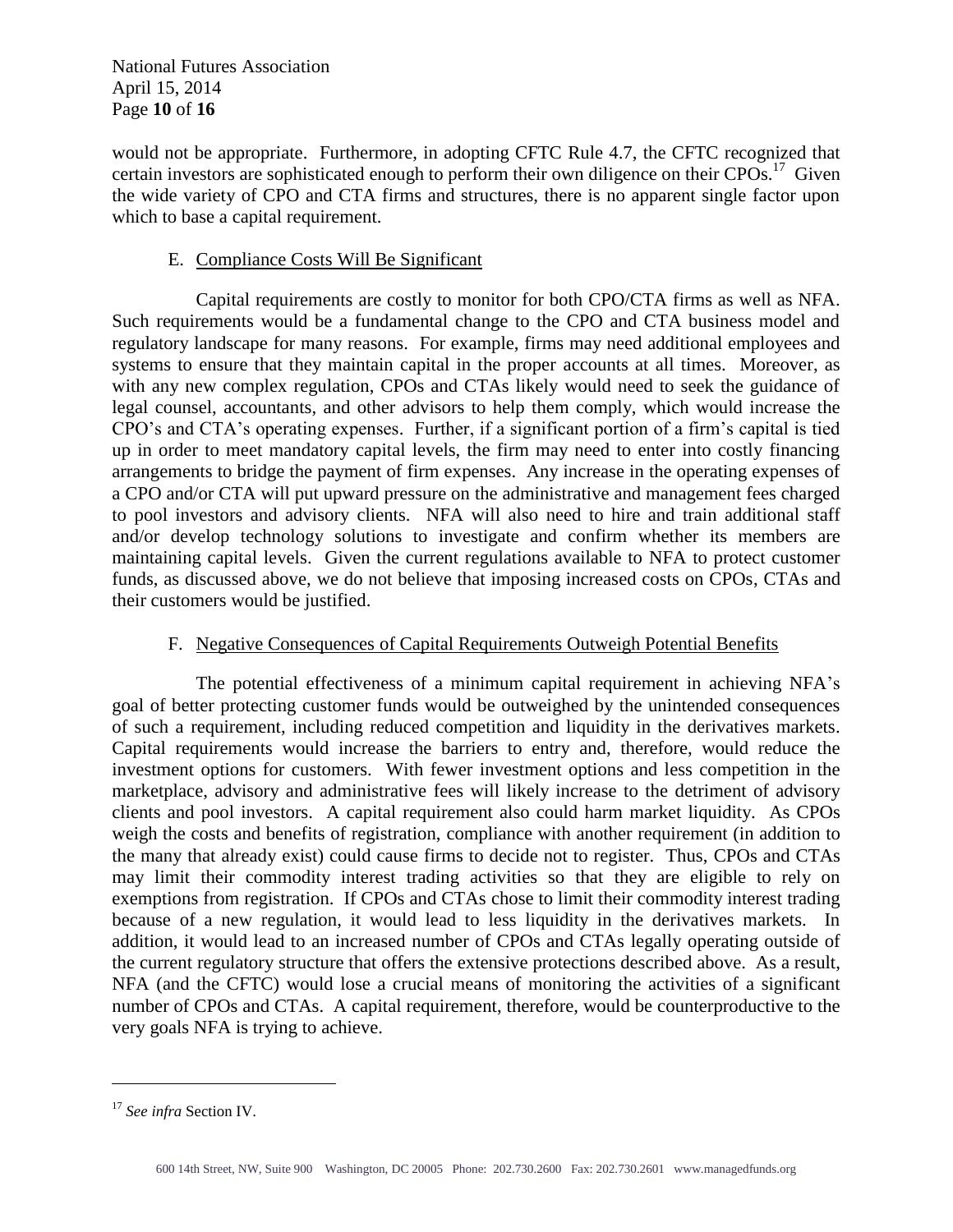would not be appropriate. Furthermore, in adopting CFTC Rule 4.7, the CFTC recognized that certain investors are sophisticated enough to perform their own diligence on their CPOs.[17] Given the wide variety of CPO and CTA firms and structures, there is no apparent single factor upon which to base a capital requirement.

### E. Compliance Costs Will Be Significant

Capital requirements are costly to monitor for both CPO/CTA firms as well as NFA. Such requirements would be a fundamental change to the CPO and CTA business model and regulatory landscape for many reasons. For example, firms may need additional employees and systems to ensure that they maintain capital in the proper accounts at all times. Moreover, as with any new complex regulation, CPOs and CTAs likely would need to seek the guidance of legal counsel, accountants, and other advisors to help them comply, which would increase the CPO's and CTA's operating expenses. Further, if a significant portion of a firm's capital is tied up in order to meet mandatory capital levels, the firm may need to enter into costly financing arrangements to bridge the payment of firm expenses. Any increase in the operating expenses of a CPO and/or CTA will put upward pressure on the administrative and management fees charged to pool investors and advisory clients. NFA will also need to hire and train additional staff and/or develop technology solutions to investigate and confirm whether its members are maintaining capital levels. Given the current regulations available to NFA to protect customer funds, as discussed above, we do not believe that imposing increased costs on CPOs, CTAs and their customers would be justified.

### F. Negative Consequences of Capital Requirements Outweigh Potential Benefits

The potential effectiveness of a minimum capital requirement in achieving NFA's goal of better protecting customer funds would be outweighed by the unintended consequences of such a requirement, including reduced competition and liquidity in the derivatives markets. Capital requirements would increase the barriers to entry and, therefore, would reduce the investment options for customers. With fewer investment options and less competition in the marketplace, advisory and administrative fees will likely increase to the detriment of advisory clients and pool investors. A capital requirement also could harm market liquidity. As CPOs weigh the costs and benefits of registration, compliance with another requirement (in addition to the many that already exist) could cause firms to decide not to register. Thus, CPOs and CTAs may limit their commodity interest trading activities so that they are eligible to rely on exemptions from registration. If CPOs and CTAs chose to limit their commodity interest trading because of a new regulation, it would lead to less liquidity in the derivatives markets. In addition, it would lead to an increased number of CPOs and CTAs legally operating outside of the current regulatory structure that offers the extensive protections described above. As a result, NFA (and the CFTC) would lose a crucial means of monitoring the activities of a significant number of CPOs and CTAs. A capital requirement, therefore, would be counterproductive to the very goals NFA is trying to achieve.

---

[17] *See infra* Section IV.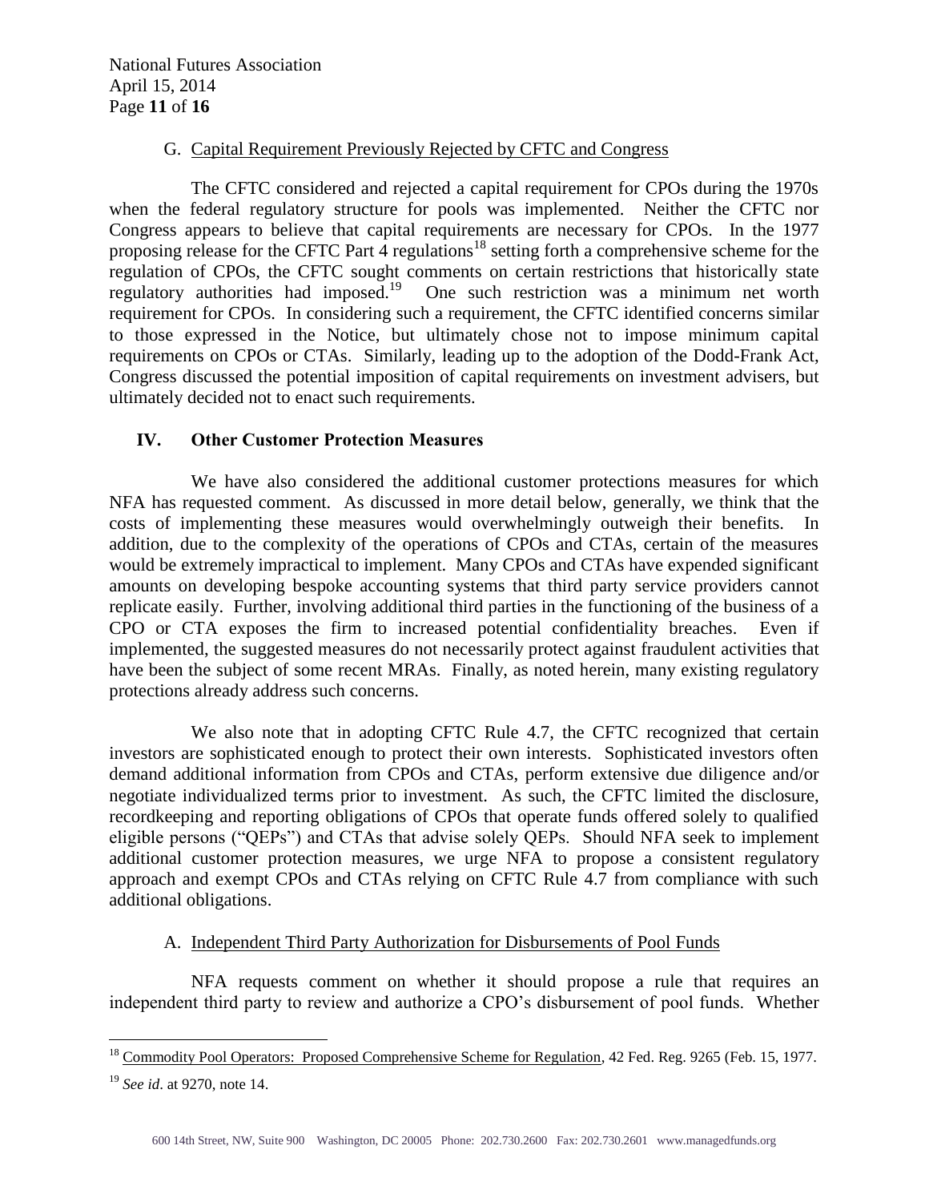### G. Capital Requirement Previously Rejected by CFTC and Congress

The CFTC considered and rejected a capital requirement for CPOs during the 1970s when the federal regulatory structure for pools was implemented. Neither the CFTC nor Congress appears to believe that capital requirements are necessary for CPOs. In the 1977 proposing release for the CFTC Part 4 regulations[18] setting forth a comprehensive scheme for the regulation of CPOs, the CFTC sought comments on certain restrictions that historically state regulatory authorities had imposed.[19] One such restriction was a minimum net worth requirement for CPOs. In considering such a requirement, the CFTC identified concerns similar to those expressed in the Notice, but ultimately chose not to impose minimum capital requirements on CPOs or CTAs. Similarly, leading up to the adoption of the Dodd-Frank Act, Congress discussed the potential imposition of capital requirements on investment advisers, but ultimately decided not to enact such requirements.

## IV. Other Customer Protection Measures

We have also considered the additional customer protections measures for which NFA has requested comment. As discussed in more detail below, generally, we think that the costs of implementing these measures would overwhelmingly outweigh their benefits. In addition, due to the complexity of the operations of CPOs and CTAs, certain of the measures would be extremely impractical to implement. Many CPOs and CTAs have expended significant amounts on developing bespoke accounting systems that third party service providers cannot replicate easily. Further, involving additional third parties in the functioning of the business of a CPO or CTA exposes the firm to increased potential confidentiality breaches. Even if implemented, the suggested measures do not necessarily protect against fraudulent activities that have been the subject of some recent MRAs. Finally, as noted herein, many existing regulatory protections already address such concerns.

We also note that in adopting CFTC Rule 4.7, the CFTC recognized that certain investors are sophisticated enough to protect their own interests. Sophisticated investors often demand additional information from CPOs and CTAs, perform extensive due diligence and/or negotiate individualized terms prior to investment. As such, the CFTC limited the disclosure, recordkeeping and reporting obligations of CPOs that operate funds offered solely to qualified eligible persons ("QEPs") and CTAs that advise solely QEPs. Should NFA seek to implement additional customer protection measures, we urge NFA to propose a consistent regulatory approach and exempt CPOs and CTAs relying on CFTC Rule 4.7 from compliance with such additional obligations.

### A. Independent Third Party Authorization for Disbursements of Pool Funds

NFA requests comment on whether it should propose a rule that requires an independent third party to review and authorize a CPO's disbursement of pool funds. Whether

---

[18] Commodity Pool Operators: Proposed Comprehensive Scheme for Regulation, 42 Fed. Reg. 9265 (Feb. 15, 1977.

[19] *See id*. at 9270, note 14.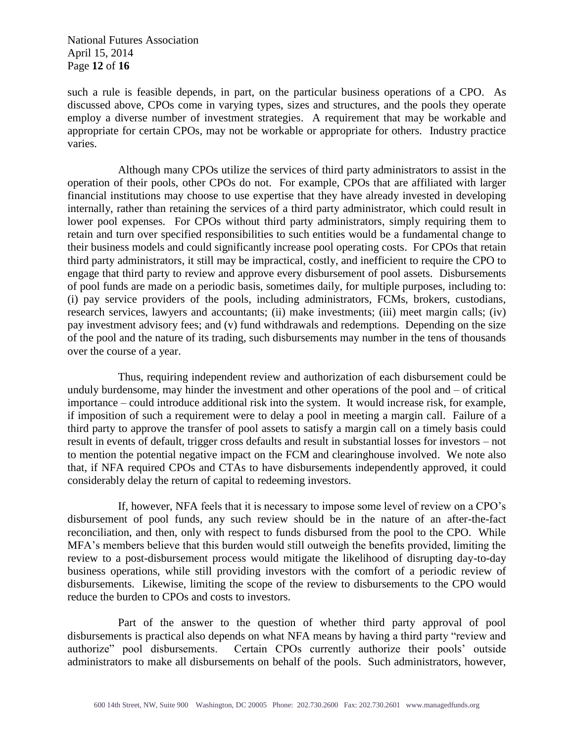such a rule is feasible depends, in part, on the particular business operations of a CPO. As discussed above, CPOs come in varying types, sizes and structures, and the pools they operate employ a diverse number of investment strategies. A requirement that may be workable and appropriate for certain CPOs, may not be workable or appropriate for others. Industry practice varies.

Although many CPOs utilize the services of third party administrators to assist in the operation of their pools, other CPOs do not. For example, CPOs that are affiliated with larger financial institutions may choose to use expertise that they have already invested in developing internally, rather than retaining the services of a third party administrator, which could result in lower pool expenses. For CPOs without third party administrators, simply requiring them to retain and turn over specified responsibilities to such entities would be a fundamental change to their business models and could significantly increase pool operating costs. For CPOs that retain third party administrators, it still may be impractical, costly, and inefficient to require the CPO to engage that third party to review and approve every disbursement of pool assets. Disbursements of pool funds are made on a periodic basis, sometimes daily, for multiple purposes, including to: (i) pay service providers of the pools, including administrators, FCMs, brokers, custodians, research services, lawyers and accountants; (ii) make investments; (iii) meet margin calls; (iv) pay investment advisory fees; and (v) fund withdrawals and redemptions. Depending on the size of the pool and the nature of its trading, such disbursements may number in the tens of thousands over the course of a year.

Thus, requiring independent review and authorization of each disbursement could be unduly burdensome, may hinder the investment and other operations of the pool and – of critical importance – could introduce additional risk into the system. It would increase risk, for example, if imposition of such a requirement were to delay a pool in meeting a margin call. Failure of a third party to approve the transfer of pool assets to satisfy a margin call on a timely basis could result in events of default, trigger cross defaults and result in substantial losses for investors – not to mention the potential negative impact on the FCM and clearinghouse involved. We note also that, if NFA required CPOs and CTAs to have disbursements independently approved, it could considerably delay the return of capital to redeeming investors.

If, however, NFA feels that it is necessary to impose some level of review on a CPO's disbursement of pool funds, any such review should be in the nature of an after-the-fact reconciliation, and then, only with respect to funds disbursed from the pool to the CPO. While MFA's members believe that this burden would still outweigh the benefits provided, limiting the review to a post-disbursement process would mitigate the likelihood of disrupting day-to-day business operations, while still providing investors with the comfort of a periodic review of disbursements. Likewise, limiting the scope of the review to disbursements to the CPO would reduce the burden to CPOs and costs to investors.

Part of the answer to the question of whether third party approval of pool disbursements is practical also depends on what NFA means by having a third party "review and authorize" pool disbursements. Certain CPOs currently authorize their pools' outside administrators to make all disbursements on behalf of the pools. Such administrators, however,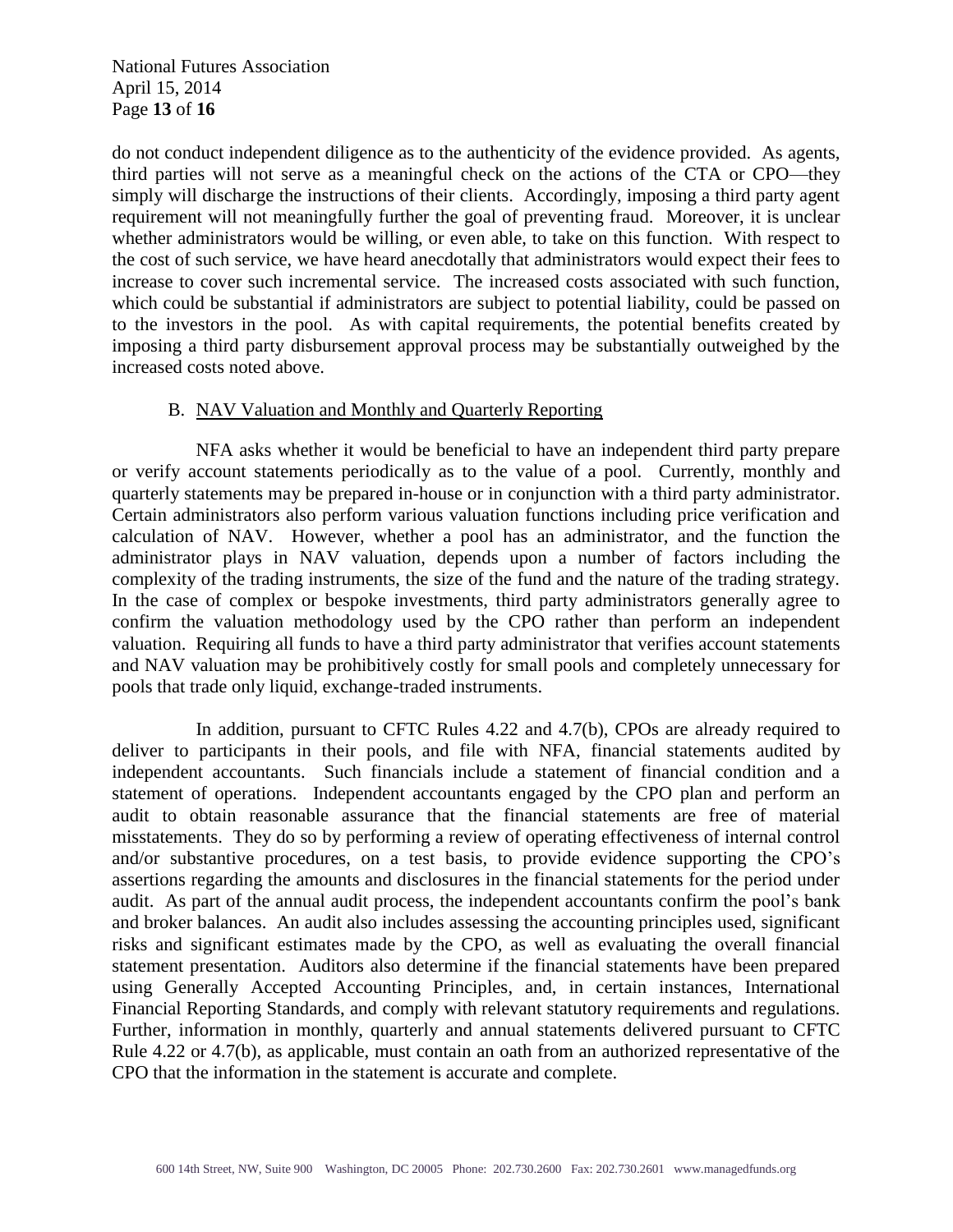do not conduct independent diligence as to the authenticity of the evidence provided. As agents, third parties will not serve as a meaningful check on the actions of the CTA or CPO—they simply will discharge the instructions of their clients. Accordingly, imposing a third party agent requirement will not meaningfully further the goal of preventing fraud. Moreover, it is unclear whether administrators would be willing, or even able, to take on this function. With respect to the cost of such service, we have heard anecdotally that administrators would expect their fees to increase to cover such incremental service. The increased costs associated with such function, which could be substantial if administrators are subject to potential liability, could be passed on to the investors in the pool. As with capital requirements, the potential benefits created by imposing a third party disbursement approval process may be substantially outweighed by the increased costs noted above.

B. <u>NAV Valuation and Monthly and Quarterly Reporting</u>

NFA asks whether it would be beneficial to have an independent third party prepare or verify account statements periodically as to the value of a pool. Currently, monthly and quarterly statements may be prepared in-house or in conjunction with a third party administrator. Certain administrators also perform various valuation functions including price verification and calculation of NAV. However, whether a pool has an administrator, and the function the administrator plays in NAV valuation, depends upon a number of factors including the complexity of the trading instruments, the size of the fund and the nature of the trading strategy. In the case of complex or bespoke investments, third party administrators generally agree to confirm the valuation methodology used by the CPO rather than perform an independent valuation. Requiring all funds to have a third party administrator that verifies account statements and NAV valuation may be prohibitively costly for small pools and completely unnecessary for pools that trade only liquid, exchange-traded instruments.

In addition, pursuant to CFTC Rules 4.22 and 4.7(b), CPOs are already required to deliver to participants in their pools, and file with NFA, financial statements audited by independent accountants. Such financials include a statement of financial condition and a statement of operations. Independent accountants engaged by the CPO plan and perform an audit to obtain reasonable assurance that the financial statements are free of material misstatements. They do so by performing a review of operating effectiveness of internal control and/or substantive procedures, on a test basis, to provide evidence supporting the CPO's assertions regarding the amounts and disclosures in the financial statements for the period under audit. As part of the annual audit process, the independent accountants confirm the pool's bank and broker balances. An audit also includes assessing the accounting principles used, significant risks and significant estimates made by the CPO, as well as evaluating the overall financial statement presentation. Auditors also determine if the financial statements have been prepared using Generally Accepted Accounting Principles, and, in certain instances, International Financial Reporting Standards, and comply with relevant statutory requirements and regulations. Further, information in monthly, quarterly and annual statements delivered pursuant to CFTC Rule 4.22 or 4.7(b), as applicable, must contain an oath from an authorized representative of the CPO that the information in the statement is accurate and complete.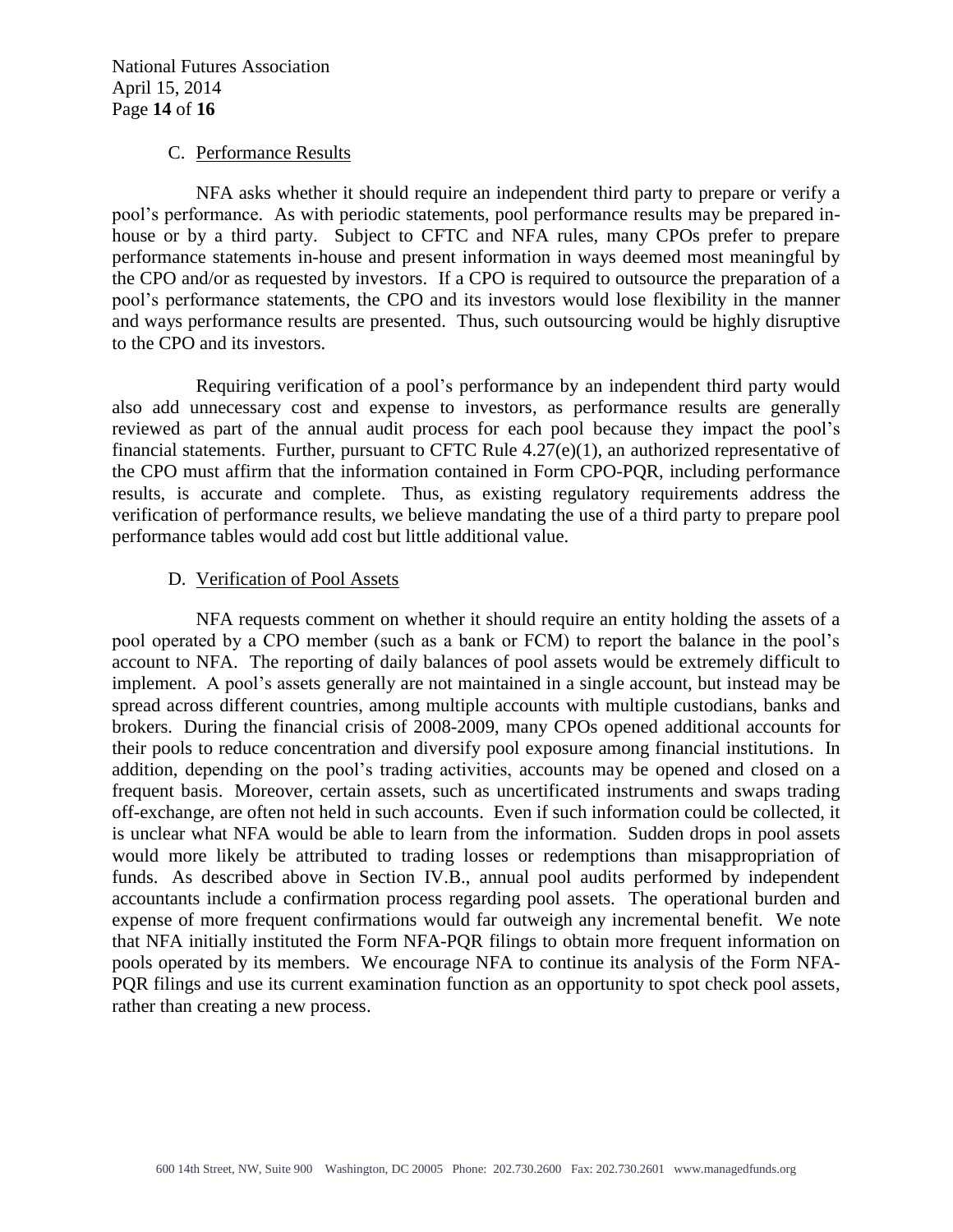### C. Performance Results

NFA asks whether it should require an independent third party to prepare or verify a pool's performance. As with periodic statements, pool performance results may be prepared in-house or by a third party. Subject to CFTC and NFA rules, many CPOs prefer to prepare performance statements in-house and present information in ways deemed most meaningful by the CPO and/or as requested by investors. If a CPO is required to outsource the preparation of a pool's performance statements, the CPO and its investors would lose flexibility in the manner and ways performance results are presented. Thus, such outsourcing would be highly disruptive to the CPO and its investors.

Requiring verification of a pool's performance by an independent third party would also add unnecessary cost and expense to investors, as performance results are generally reviewed as part of the annual audit process for each pool because they impact the pool's financial statements. Further, pursuant to CFTC Rule 4.27(e)(1), an authorized representative of the CPO must affirm that the information contained in Form CPO-PQR, including performance results, is accurate and complete. Thus, as existing regulatory requirements address the verification of performance results, we believe mandating the use of a third party to prepare pool performance tables would add cost but little additional value.

### D. Verification of Pool Assets

NFA requests comment on whether it should require an entity holding the assets of a pool operated by a CPO member (such as a bank or FCM) to report the balance in the pool's account to NFA. The reporting of daily balances of pool assets would be extremely difficult to implement. A pool's assets generally are not maintained in a single account, but instead may be spread across different countries, among multiple accounts with multiple custodians, banks and brokers. During the financial crisis of 2008-2009, many CPOs opened additional accounts for their pools to reduce concentration and diversify pool exposure among financial institutions. In addition, depending on the pool's trading activities, accounts may be opened and closed on a frequent basis. Moreover, certain assets, such as uncertificated instruments and swaps trading off-exchange, are often not held in such accounts. Even if such information could be collected, it is unclear what NFA would be able to learn from the information. Sudden drops in pool assets would more likely be attributed to trading losses or redemptions than misappropriation of funds. As described above in Section IV.B., annual pool audits performed by independent accountants include a confirmation process regarding pool assets. The operational burden and expense of more frequent confirmations would far outweigh any incremental benefit. We note that NFA initially instituted the Form NFA-PQR filings to obtain more frequent information on pools operated by its members. We encourage NFA to continue its analysis of the Form NFA-PQR filings and use its current examination function as an opportunity to spot check pool assets, rather than creating a new process.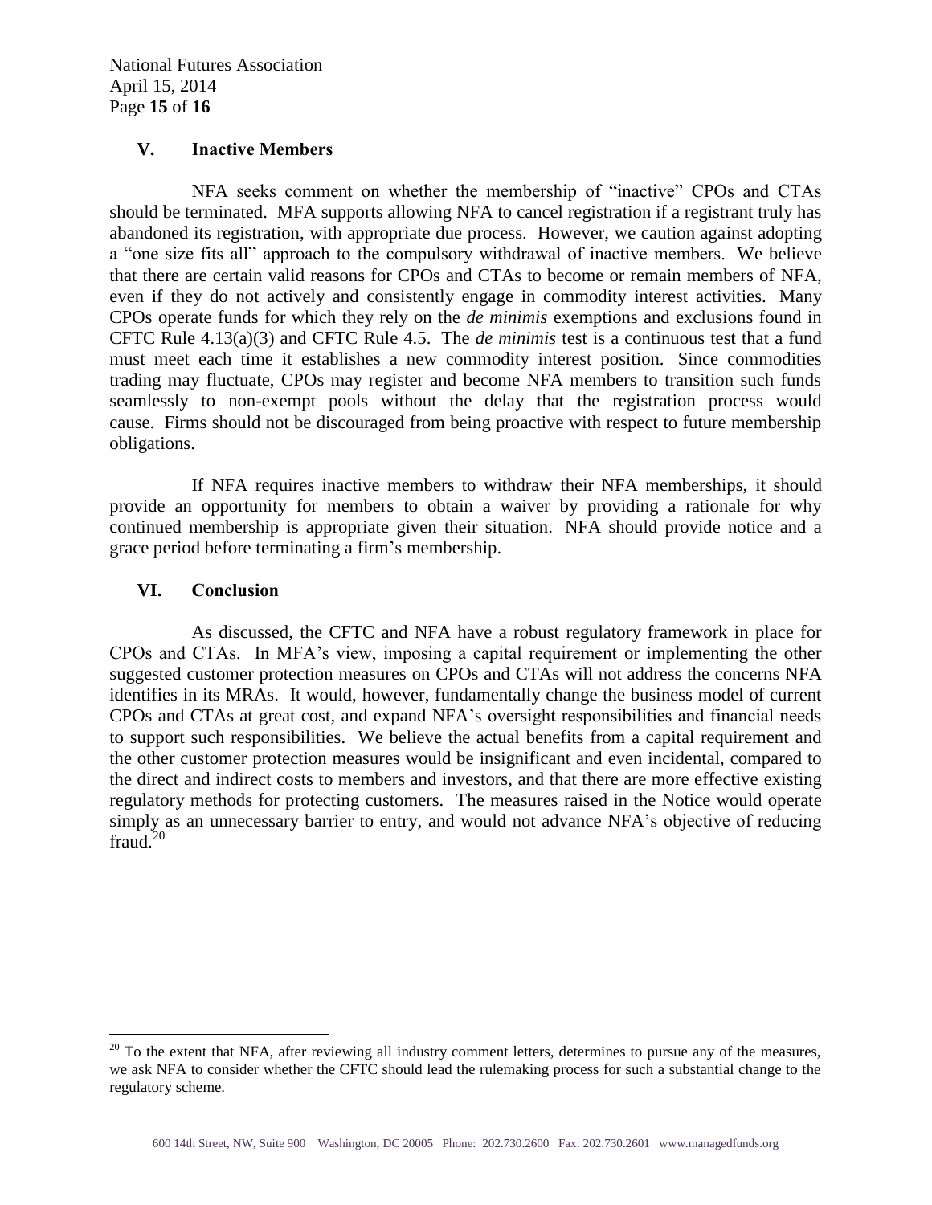## V. Inactive Members

NFA seeks comment on whether the membership of "inactive" CPOs and CTAs should be terminated. MFA supports allowing NFA to cancel registration if a registrant truly has abandoned its registration, with appropriate due process. However, we caution against adopting a "one size fits all" approach to the compulsory withdrawal of inactive members. We believe that there are certain valid reasons for CPOs and CTAs to become or remain members of NFA, even if they do not actively and consistently engage in commodity interest activities. Many CPOs operate funds for which they rely on the *de minimis* exemptions and exclusions found in CFTC Rule 4.13(a)(3) and CFTC Rule 4.5. The *de minimis* test is a continuous test that a fund must meet each time it establishes a new commodity interest position. Since commodities trading may fluctuate, CPOs may register and become NFA members to transition such funds seamlessly to non-exempt pools without the delay that the registration process would cause. Firms should not be discouraged from being proactive with respect to future membership obligations.

If NFA requires inactive members to withdraw their NFA memberships, it should provide an opportunity for members to obtain a waiver by providing a rationale for why continued membership is appropriate given their situation. NFA should provide notice and a grace period before terminating a firm's membership.

## VI. Conclusion

As discussed, the CFTC and NFA have a robust regulatory framework in place for CPOs and CTAs. In MFA's view, imposing a capital requirement or implementing the other suggested customer protection measures on CPOs and CTAs will not address the concerns NFA identifies in its MRAs. It would, however, fundamentally change the business model of current CPOs and CTAs at great cost, and expand NFA's oversight responsibilities and financial needs to support such responsibilities. We believe the actual benefits from a capital requirement and the other customer protection measures would be insignificant and even incidental, compared to the direct and indirect costs to members and investors, and that there are more effective existing regulatory methods for protecting customers. The measures raised in the Notice would operate simply as an unnecessary barrier to entry, and would not advance NFA's objective of reducing fraud.[20]

---

[20] To the extent that NFA, after reviewing all industry comment letters, determines to pursue any of the measures, we ask NFA to consider whether the CFTC should lead the rulemaking process for such a substantial change to the regulatory scheme.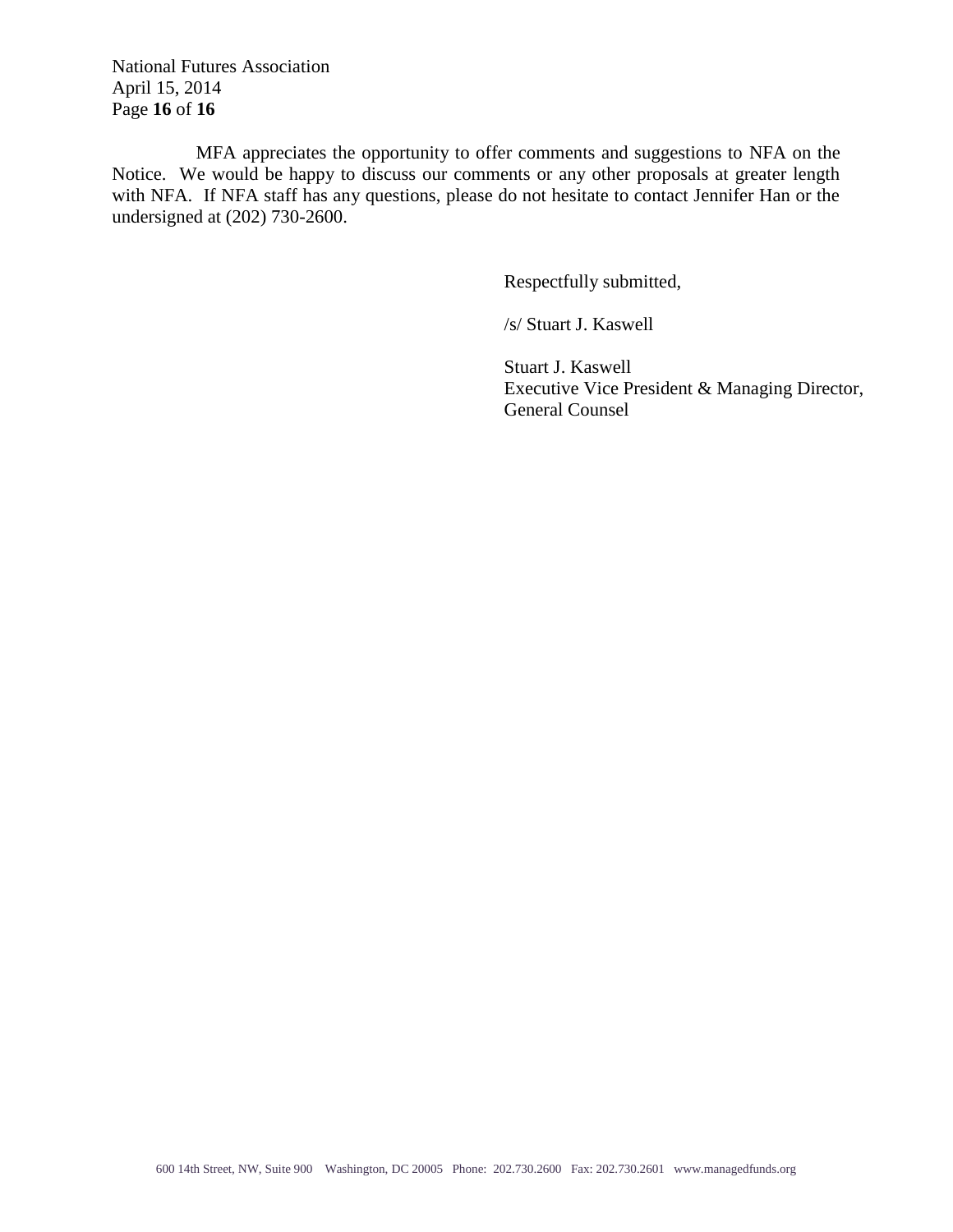MFA appreciates the opportunity to offer comments and suggestions to NFA on the Notice. We would be happy to discuss our comments or any other proposals at greater length with NFA. If NFA staff has any questions, please do not hesitate to contact Jennifer Han or the undersigned at (202) 730-2600.

Respectfully submitted,

/s/ Stuart J. Kaswell

Stuart J. Kaswell
Executive Vice President & Managing Director,
General Counsel